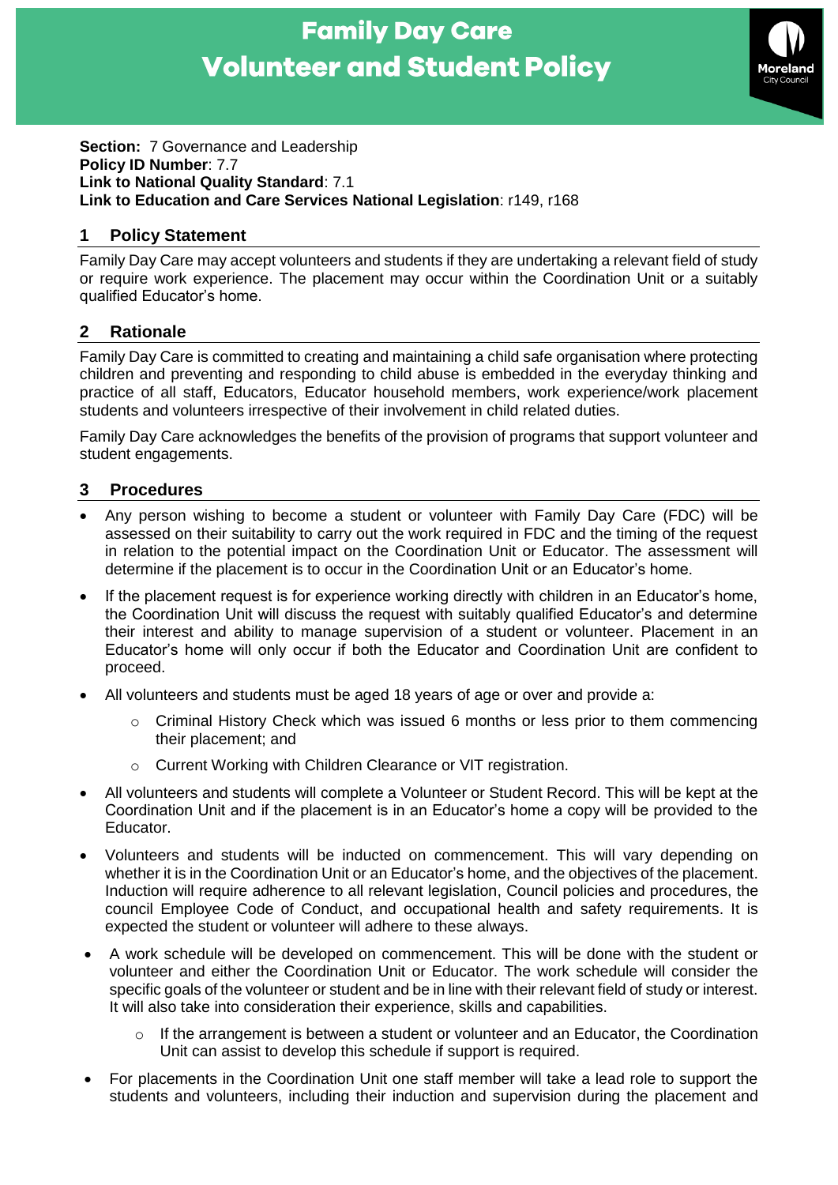# Family Day Care
# Volunteer and Student Policy

Moreland City Council

**Section:** 7 Governance and Leadership
**Policy ID Number**: 7.7
**Link to National Quality Standard**: 7.1
**Link to Education and Care Services National Legislation**: r149, r168

## 1 Policy Statement

Family Day Care may accept volunteers and students if they are undertaking a relevant field of study or require work experience. The placement may occur within the Coordination Unit or a suitably qualified Educator's home.

## 2 Rationale

Family Day Care is committed to creating and maintaining a child safe organisation where protecting children and preventing and responding to child abuse is embedded in the everyday thinking and practice of all staff, Educators, Educator household members, work experience/work placement students and volunteers irrespective of their involvement in child related duties.

Family Day Care acknowledges the benefits of the provision of programs that support volunteer and student engagements.

## 3 Procedures

- Any person wishing to become a student or volunteer with Family Day Care (FDC) will be assessed on their suitability to carry out the work required in FDC and the timing of the request in relation to the potential impact on the Coordination Unit or Educator. The assessment will determine if the placement is to occur in the Coordination Unit or an Educator's home.
- If the placement request is for experience working directly with children in an Educator's home, the Coordination Unit will discuss the request with suitably qualified Educator's and determine their interest and ability to manage supervision of a student or volunteer. Placement in an Educator's home will only occur if both the Educator and Coordination Unit are confident to proceed.
- All volunteers and students must be aged 18 years of age or over and provide a:
  - Criminal History Check which was issued 6 months or less prior to them commencing their placement; and
  - Current Working with Children Clearance or VIT registration.
- All volunteers and students will complete a Volunteer or Student Record. This will be kept at the Coordination Unit and if the placement is in an Educator's home a copy will be provided to the Educator.
- Volunteers and students will be inducted on commencement. This will vary depending on whether it is in the Coordination Unit or an Educator's home, and the objectives of the placement. Induction will require adherence to all relevant legislation, Council policies and procedures, the council Employee Code of Conduct, and occupational health and safety requirements. It is expected the student or volunteer will adhere to these always.
- A work schedule will be developed on commencement. This will be done with the student or volunteer and either the Coordination Unit or Educator. The work schedule will consider the specific goals of the volunteer or student and be in line with their relevant field of study or interest. It will also take into consideration their experience, skills and capabilities.
  - If the arrangement is between a student or volunteer and an Educator, the Coordination Unit can assist to develop this schedule if support is required.
- For placements in the Coordination Unit one staff member will take a lead role to support the students and volunteers, including their induction and supervision during the placement and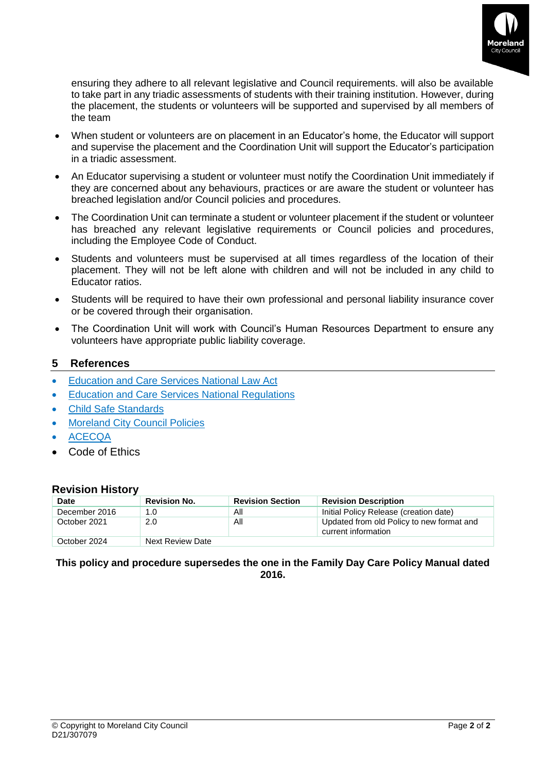ensuring they adhere to all relevant legislative and Council requirements. will also be available to take part in any triadic assessments of students with their training institution. However, during the placement, the students or volunteers will be supported and supervised by all members of the team

- When student or volunteers are on placement in an Educator's home, the Educator will support and supervise the placement and the Coordination Unit will support the Educator's participation in a triadic assessment.
- An Educator supervising a student or volunteer must notify the Coordination Unit immediately if they are concerned about any behaviours, practices or are aware the student or volunteer has breached legislation and/or Council policies and procedures.
- The Coordination Unit can terminate a student or volunteer placement if the student or volunteer has breached any relevant legislative requirements or Council policies and procedures, including the Employee Code of Conduct.
- Students and volunteers must be supervised at all times regardless of the location of their placement. They will not be left alone with children and will not be included in any child to Educator ratios.
- Students will be required to have their own professional and personal liability insurance cover or be covered through their organisation.
- The Coordination Unit will work with Council's Human Resources Department to ensure any volunteers have appropriate public liability coverage.

## 5 References

- Education and Care Services National Law Act
- Education and Care Services National Regulations
- Child Safe Standards
- Moreland City Council Policies
- ACECQA
- Code of Ethics

### Revision History

| Date | Revision No. | Revision Section | Revision Description |
|---|---|---|---|
| December 2016 | 1.0 | All | Initial Policy Release (creation date) |
| October 2021 | 2.0 | All | Updated from old Policy to new format and current information |
| October 2024 | Next Review Date | | |

**This policy and procedure supersedes the one in the Family Day Care Policy Manual dated 2016.**

© Copyright to Moreland City Council
D21/307079